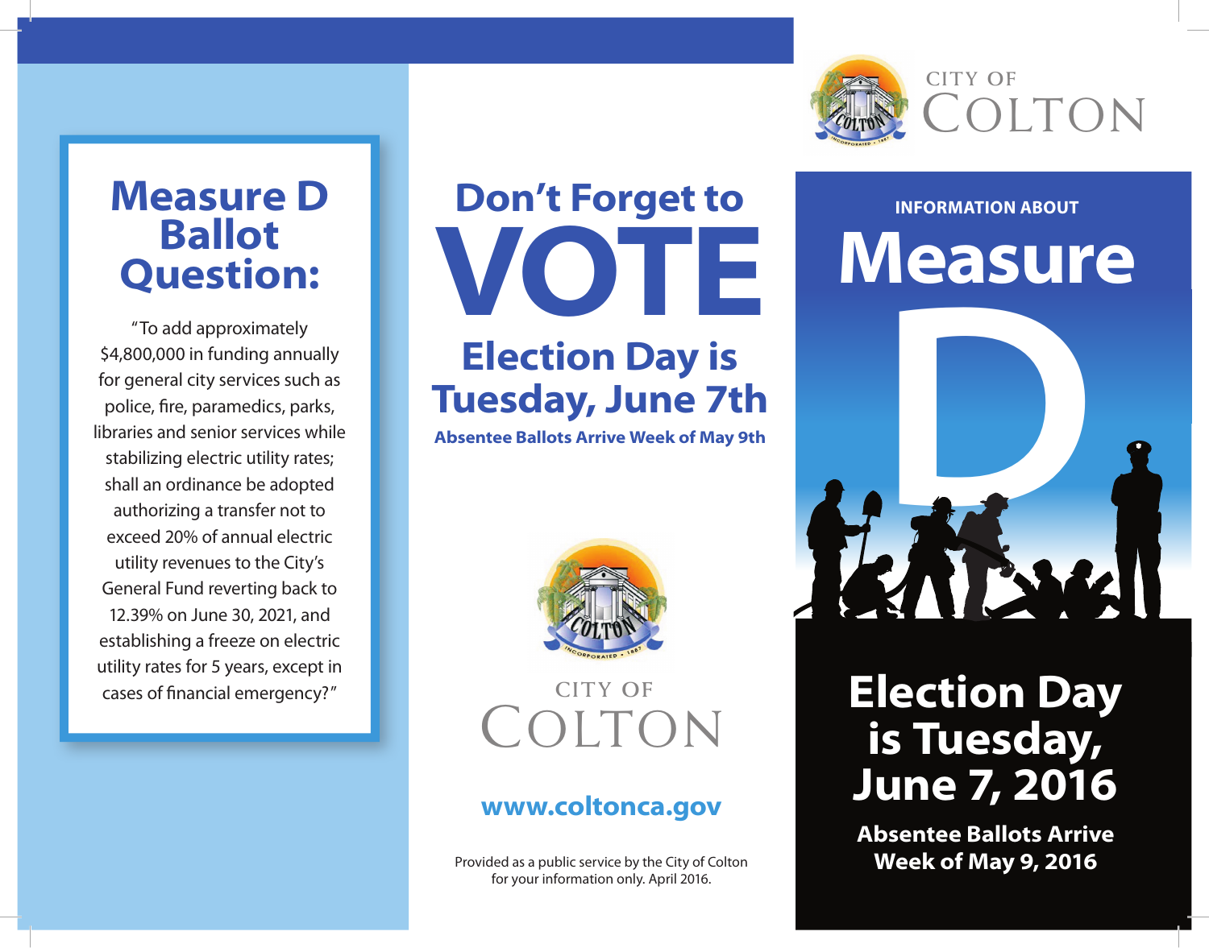## Measure D Ballot Question:

"To add approximately $4,800,000 in funding annually for general city services such as police, fire, paramedics, parks, libraries and senior services while stabilizing electric utility rates; shall an ordinance be adopted authorizing a transfer not to exceed 20% of annual electric utility revenues to the City's General Fund reverting back to 12.39% on June 30, 2021, and establishing a freeze on electric utility rates for 5 years, except in cases of financial emergency?"

## Don't Forget to

# VOTE

## Election Day is Tuesday, June 7th

**Absentee Ballots Arrive Week of May 9th**

CITY OF COLTON

**www.coltonca.gov**

Provided as a public service by the City of Colton for your information only. April 2016.

CITY OF COLTON

**INFORMATION ABOUT**

# Measure D

## Election Day is Tuesday, June 7, 2016

**Absentee Ballots Arrive Week of May 9, 2016**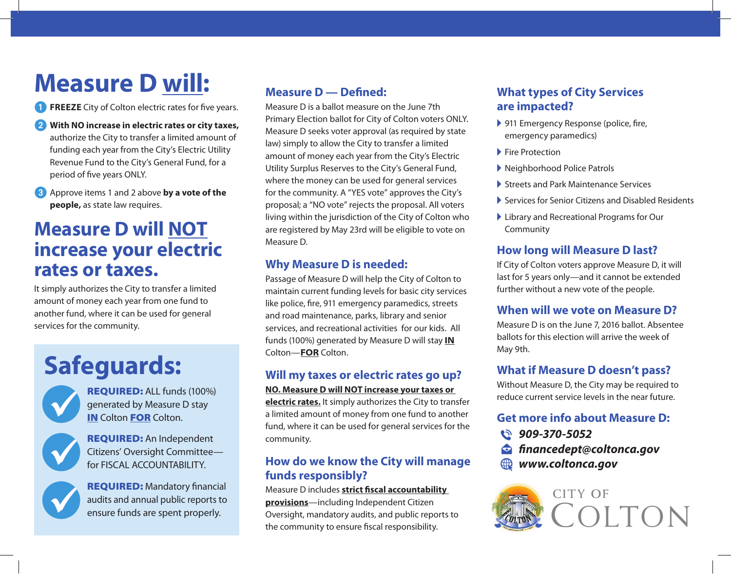# Measure D will:

1. **FREEZE** City of Colton electric rates for five years.
2. **With NO increase in electric rates or city taxes,** authorize the City to transfer a limited amount of funding each year from the City's Electric Utility Revenue Fund to the City's General Fund, for a period of five years ONLY.
3. Approve items 1 and 2 above **by a vote of the people,** as state law requires.

# Measure D will NOT increase your electric rates or taxes.

It simply authorizes the City to transfer a limited amount of money each year from one fund to another fund, where it can be used for general services for the community.

## Safeguards:

- **REQUIRED:** ALL funds (100%) generated by Measure D stay **IN** Colton **FOR** Colton.
- **REQUIRED:** An Independent Citizens' Oversight Committee—for FISCAL ACCOUNTABILITY.
- **REQUIRED:** Mandatory financial audits and annual public reports to ensure funds are spent properly.

### Measure D — Defined:

Measure D is a ballot measure on the June 7th Primary Election ballot for City of Colton voters ONLY. Measure D seeks voter approval (as required by state law) simply to allow the City to transfer a limited amount of money each year from the City's Electric Utility Surplus Reserves to the City's General Fund, where the money can be used for general services for the community. A "YES vote" approves the City's proposal; a "NO vote" rejects the proposal. All voters living within the jurisdiction of the City of Colton who are registered by May 23rd will be eligible to vote on Measure D.

### Why Measure D is needed:

Passage of Measure D will help the City of Colton to maintain current funding levels for basic city services like police, fire, 911 emergency paramedics, streets and road maintenance, parks, library and senior services, and recreational activities for our kids. All funds (100%) generated by Measure D will stay **IN** Colton—**FOR** Colton.

### Will my taxes or electric rates go up?

**NO. Measure D will NOT increase your taxes or electric rates.** It simply authorizes the City to transfer a limited amount of money from one fund to another fund, where it can be used for general services for the community.

### How do we know the City will manage funds responsibly?

Measure D includes **strict fiscal accountability provisions**—including Independent Citizen Oversight, mandatory audits, and public reports to the community to ensure fiscal responsibility.

### What types of City Services are impacted?

- 911 Emergency Response (police, fire, emergency paramedics)
- Fire Protection
- Neighborhood Police Patrols
- Streets and Park Maintenance Services
- Services for Senior Citizens and Disabled Residents
- Library and Recreational Programs for Our Community

### How long will Measure D last?

If City of Colton voters approve Measure D, it will last for 5 years only—and it cannot be extended further without a new vote of the people.

### When will we vote on Measure D?

Measure D is on the June 7, 2016 ballot. Absentee ballots for this election will arrive the week of May 9th.

### What if Measure D doesn't pass?

Without Measure D, the City may be required to reduce current service levels in the near future.

### Get more info about Measure D:

***909-370-5052***
***financedept@coltonca.gov***
***www.coltonca.gov***

CITY OF COLTON